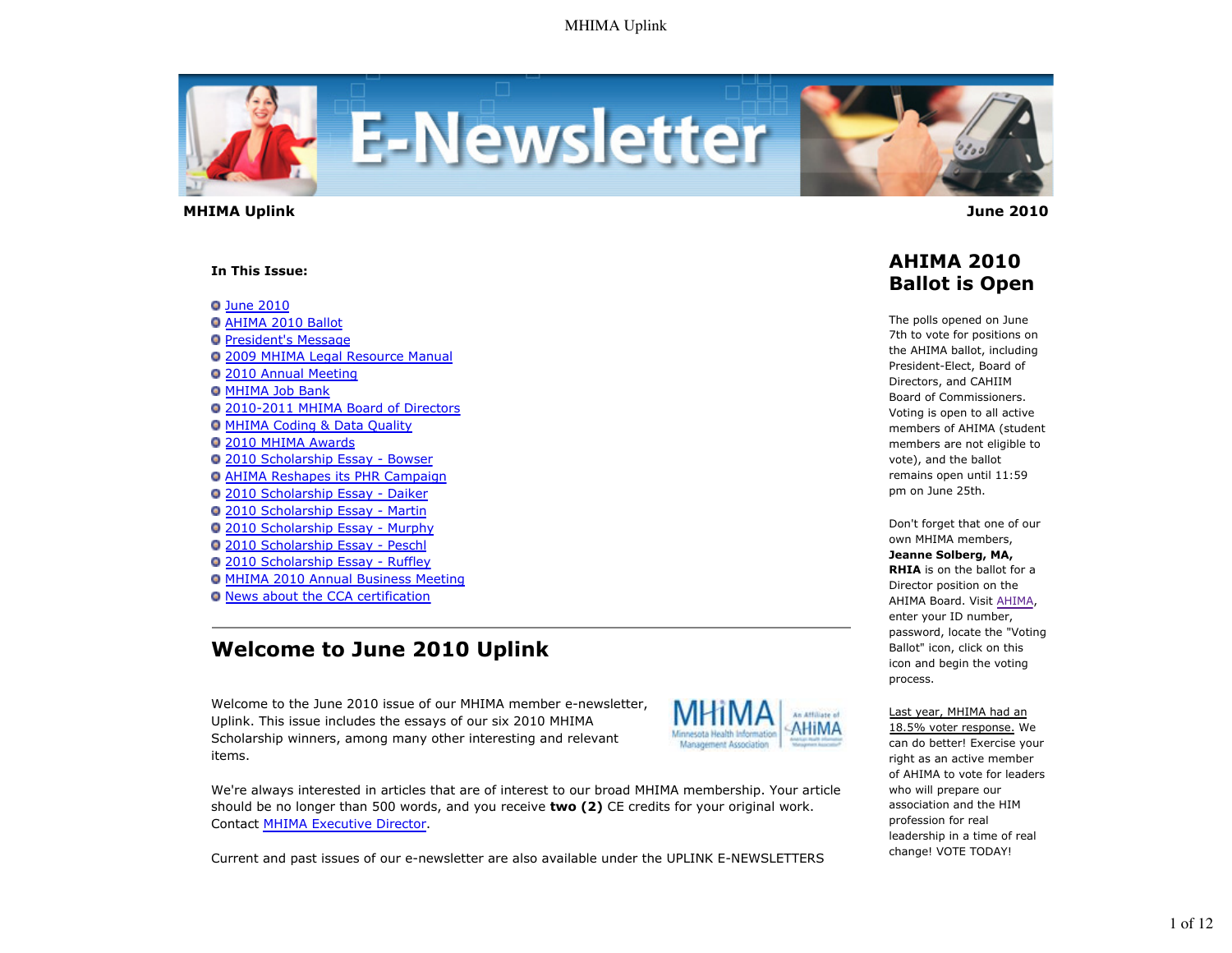**MHIMA Uplink** **June 2010**

**In This Issue:**

- June 2010
- AHIMA 2010 Ballot
- President's Message
- 2009 MHIMA Legal Resource Manual
- 2010 Annual Meeting
- MHIMA Job Bank
- 2010-2011 MHIMA Board of Directors
- MHIMA Coding & Data Quality
- 2010 MHIMA Awards
- 2010 Scholarship Essay - Bowser
- AHIMA Reshapes its PHR Campaign
- 2010 Scholarship Essay - Daiker
- 2010 Scholarship Essay - Martin
- 2010 Scholarship Essay - Murphy
- 2010 Scholarship Essay - Peschl
- 2010 Scholarship Essay - Ruffley
- MHIMA 2010 Annual Business Meeting
- News about the CCA certification

## Welcome to June 2010 Uplink

Welcome to the June 2010 issue of our MHIMA member e-newsletter, Uplink. This issue includes the essays of our six 2010 MHIMA Scholarship winners, among many other interesting and relevant items.

We're always interested in articles that are of interest to our broad MHIMA membership. Your article should be no longer than 500 words, and you receive **two (2)** CE credits for your original work. Contact MHIMA Executive Director.

Current and past issues of our e-newsletter are also available under the UPLINK E-NEWSLETTERS

## AHIMA 2010 Ballot is Open

The polls opened on June 7th to vote for positions on the AHIMA ballot, including President-Elect, Board of Directors, and CAHIIM Board of Commissioners. Voting is open to all active members of AHIMA (student members are not eligible to vote), and the ballot remains open until 11:59 pm on June 25th.

Don't forget that one of our own MHIMA members, **Jeanne Solberg, MA, RHIA** is on the ballot for a Director position on the AHIMA Board. Visit AHIMA, enter your ID number, password, locate the "Voting Ballot" icon, click on this icon and begin the voting process.

Last year, MHIMA had an 18.5% voter response. We can do better! Exercise your right as an active member of AHIMA to vote for leaders who will prepare our association and the HIM profession for real leadership in a time of real change! VOTE TODAY!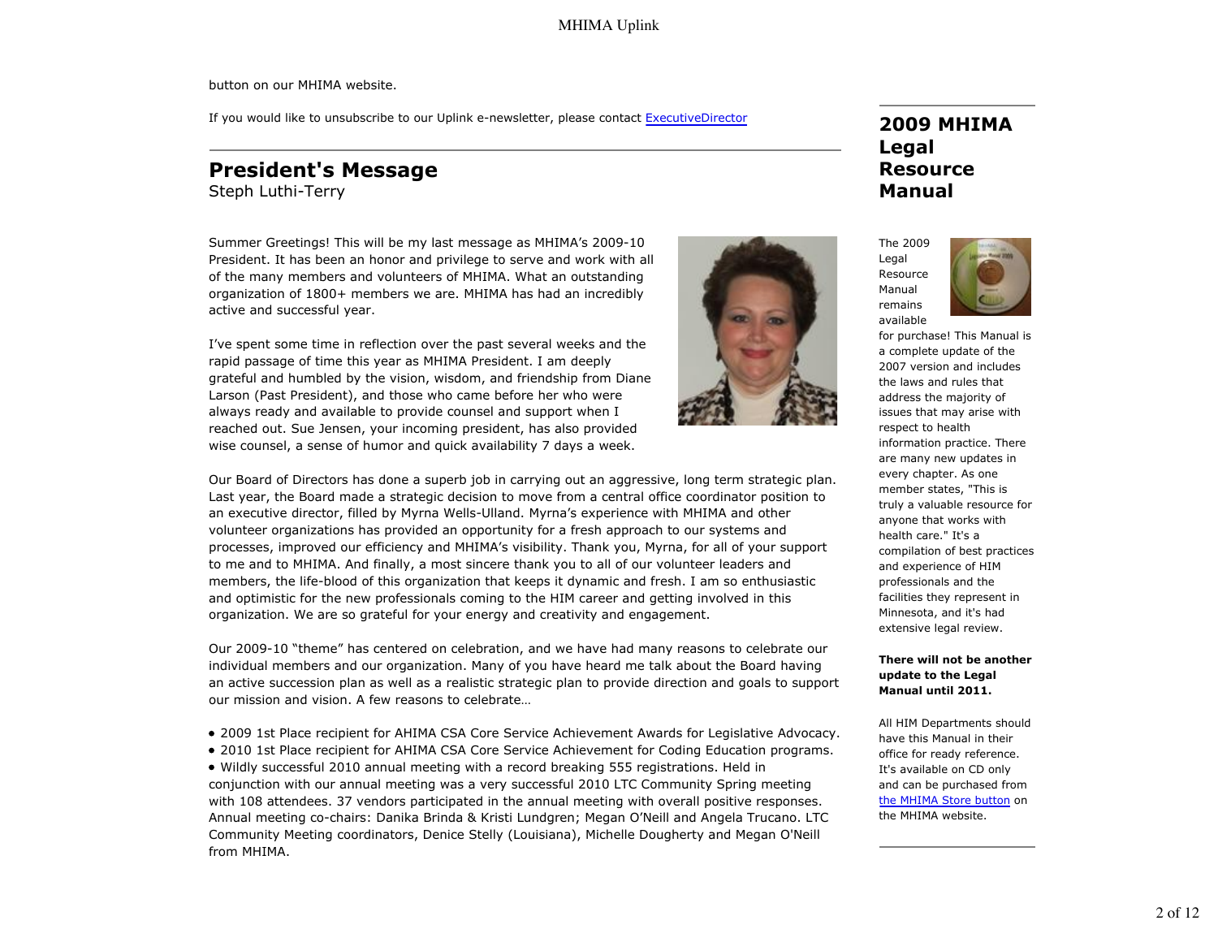button on our MHIMA website.

If you would like to unsubscribe to our Uplink e-newsletter, please contact [ExecutiveDirector]

## President's Message

Steph Luthi-Terry

Summer Greetings! This will be my last message as MHIMA's 2009-10 President. It has been an honor and privilege to serve and work with all of the many members and volunteers of MHIMA. What an outstanding organization of 1800+ members we are. MHIMA has had an incredibly active and successful year.

I've spent some time in reflection over the past several weeks and the rapid passage of time this year as MHIMA President. I am deeply grateful and humbled by the vision, wisdom, and friendship from Diane Larson (Past President), and those who came before her who were always ready and available to provide counsel and support when I reached out. Sue Jensen, your incoming president, has also provided wise counsel, a sense of humor and quick availability 7 days a week.

Our Board of Directors has done a superb job in carrying out an aggressive, long term strategic plan. Last year, the Board made a strategic decision to move from a central office coordinator position to an executive director, filled by Myrna Wells-Ulland. Myrna's experience with MHIMA and other volunteer organizations has provided an opportunity for a fresh approach to our systems and processes, improved our efficiency and MHIMA's visibility. Thank you, Myrna, for all of your support to me and to MHIMA. And finally, a most sincere thank you to all of our volunteer leaders and members, the life-blood of this organization that keeps it dynamic and fresh. I am so enthusiastic and optimistic for the new professionals coming to the HIM career and getting involved in this organization. We are so grateful for your energy and creativity and engagement.

Our 2009-10 "theme" has centered on celebration, and we have had many reasons to celebrate our individual members and our organization. Many of you have heard me talk about the Board having an active succession plan as well as a realistic strategic plan to provide direction and goals to support our mission and vision. A few reasons to celebrate…

- 2009 1st Place recipient for AHIMA CSA Core Service Achievement Awards for Legislative Advocacy.
- 2010 1st Place recipient for AHIMA CSA Core Service Achievement for Coding Education programs.
- Wildly successful 2010 annual meeting with a record breaking 555 registrations. Held in conjunction with our annual meeting was a very successful 2010 LTC Community Spring meeting with 108 attendees. 37 vendors participated in the annual meeting with overall positive responses. Annual meeting co-chairs: Danika Brinda & Kristi Lundgren; Megan O'Neill and Angela Trucano. LTC Community Meeting coordinators, Denice Stelly (Louisiana), Michelle Dougherty and Megan O'Neill from MHIMA.

## 2009 MHIMA Legal Resource Manual

The 2009 Legal Resource Manual remains available for purchase! This Manual is a complete update of the 2007 version and includes the laws and rules that address the majority of issues that may arise with respect to health information practice. There are many new updates in every chapter. As one member states, "This is truly a valuable resource for anyone that works with health care." It's a compilation of best practices and experience of HIM professionals and the facilities they represent in Minnesota, and it's had extensive legal review.

**There will not be another update to the Legal Manual until 2011.**

All HIM Departments should have this Manual in their office for ready reference. It's available on CD only and can be purchased from [the MHIMA Store button] on the MHIMA website.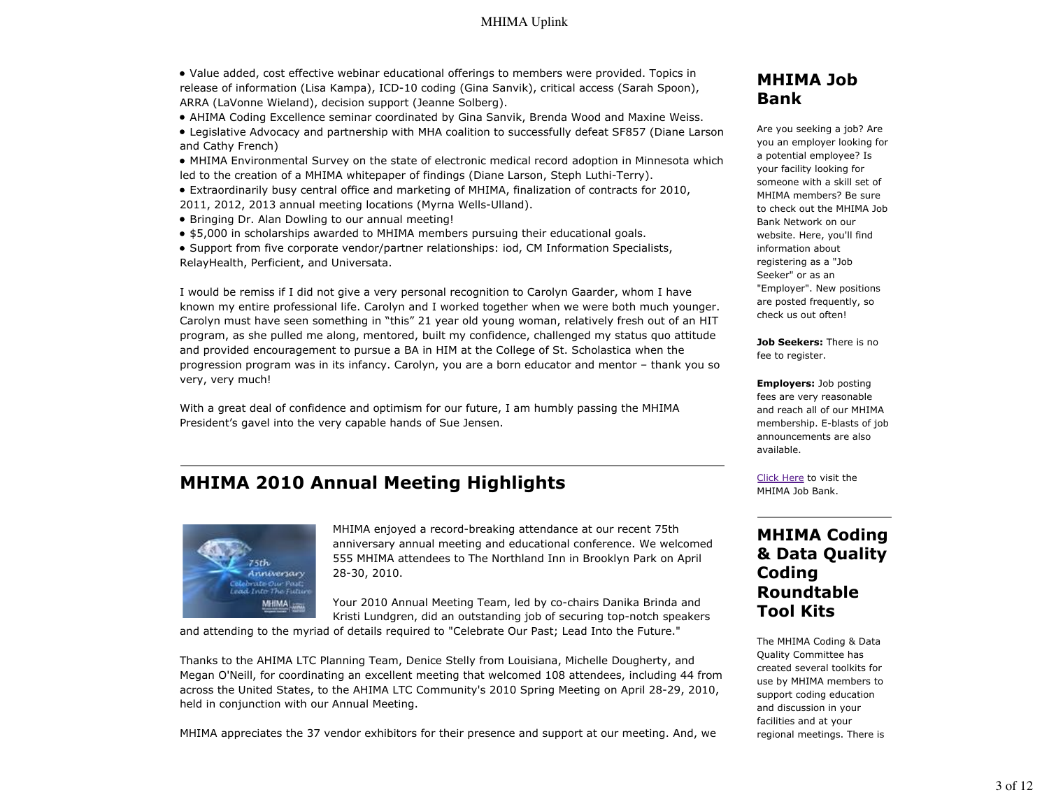- Value added, cost effective webinar educational offerings to members were provided. Topics in release of information (Lisa Kampa), ICD-10 coding (Gina Sanvik), critical access (Sarah Spoon), ARRA (LaVonne Wieland), decision support (Jeanne Solberg).
- AHIMA Coding Excellence seminar coordinated by Gina Sanvik, Brenda Wood and Maxine Weiss.
- Legislative Advocacy and partnership with MHA coalition to successfully defeat SF857 (Diane Larson and Cathy French)
- MHIMA Environmental Survey on the state of electronic medical record adoption in Minnesota which led to the creation of a MHIMA whitepaper of findings (Diane Larson, Steph Luthi-Terry).
- Extraordinarily busy central office and marketing of MHIMA, finalization of contracts for 2010, 2011, 2012, 2013 annual meeting locations (Myrna Wells-Ulland).
- Bringing Dr. Alan Dowling to our annual meeting!
- $5,000 in scholarships awarded to MHIMA members pursuing their educational goals.
- Support from five corporate vendor/partner relationships: iod, CM Information Specialists, RelayHealth, Perficient, and Universata.

I would be remiss if I did not give a very personal recognition to Carolyn Gaarder, whom I have known my entire professional life. Carolyn and I worked together when we were both much younger. Carolyn must have seen something in "this" 21 year old young woman, relatively fresh out of an HIT program, as she pulled me along, mentored, built my confidence, challenged my status quo attitude and provided encouragement to pursue a BA in HIM at the College of St. Scholastica when the progression program was in its infancy. Carolyn, you are a born educator and mentor – thank you so very, very much!

With a great deal of confidence and optimism for our future, I am humbly passing the MHIMA President's gavel into the very capable hands of Sue Jensen.

## MHIMA 2010 Annual Meeting Highlights

MHIMA enjoyed a record-breaking attendance at our recent 75th anniversary annual meeting and educational conference. We welcomed 555 MHIMA attendees to The Northland Inn in Brooklyn Park on April 28-30, 2010.

Your 2010 Annual Meeting Team, led by co-chairs Danika Brinda and Kristi Lundgren, did an outstanding job of securing top-notch speakers and attending to the myriad of details required to "Celebrate Our Past; Lead Into the Future."

Thanks to the AHIMA LTC Planning Team, Denice Stelly from Louisiana, Michelle Dougherty, and Megan O'Neill, for coordinating an excellent meeting that welcomed 108 attendees, including 44 from across the United States, to the AHIMA LTC Community's 2010 Spring Meeting on April 28-29, 2010, held in conjunction with our Annual Meeting.

MHIMA appreciates the 37 vendor exhibitors for their presence and support at our meeting. And, we

## MHIMA Job Bank

Are you seeking a job? Are you an employer looking for a potential employee? Is your facility looking for someone with a skill set of MHIMA members? Be sure to check out the MHIMA Job Bank Network on our website. Here, you'll find information about registering as a "Job Seeker" or as an "Employer". New positions are posted frequently, so check us out often!

**Job Seekers:** There is no fee to register.

**Employers:** Job posting fees are very reasonable and reach all of our MHIMA membership. E-blasts of job announcements are also available.

Click Here to visit the MHIMA Job Bank.

## MHIMA Coding & Data Quality Coding Roundtable Tool Kits

The MHIMA Coding & Data Quality Committee has created several toolkits for use by MHIMA members to support coding education and discussion in your facilities and at your regional meetings. There is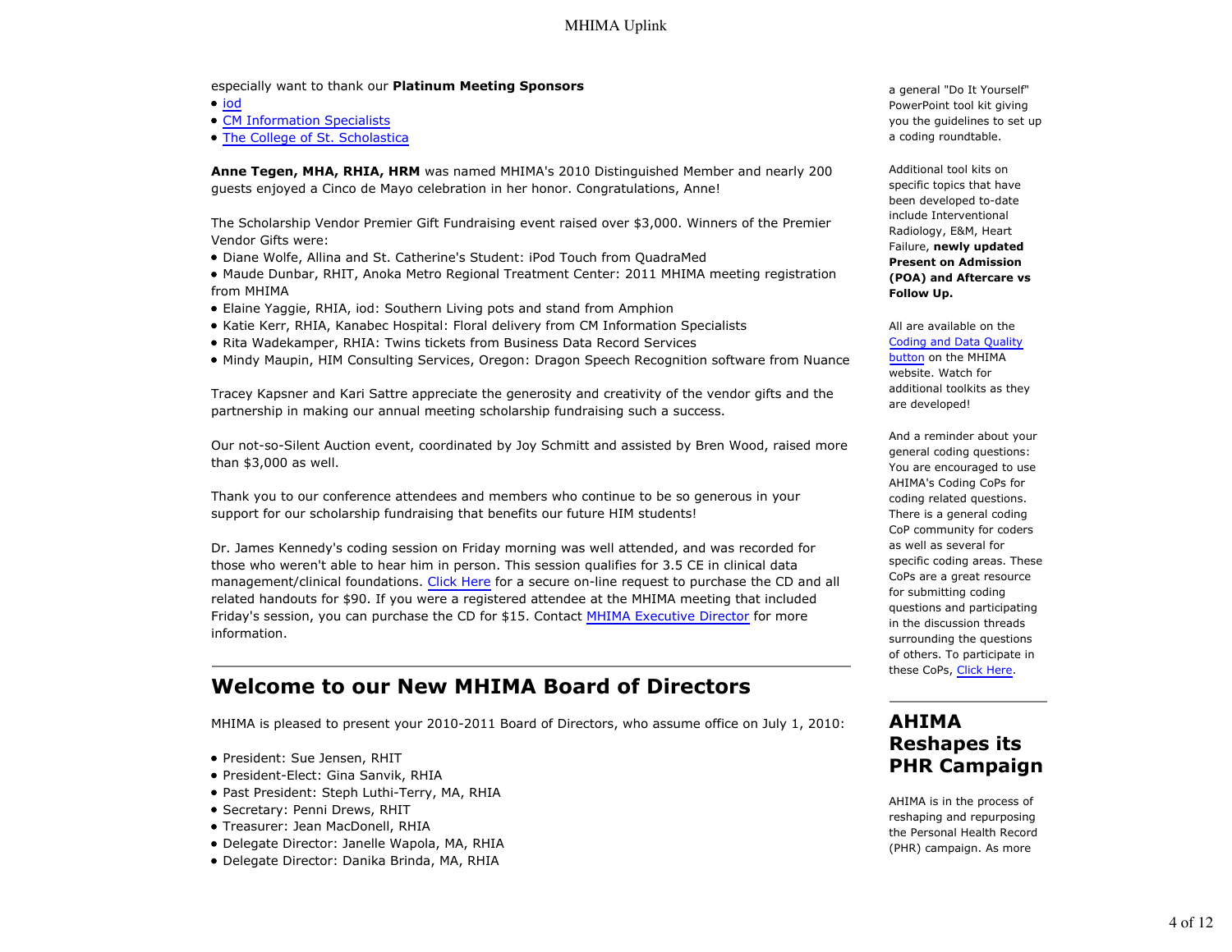especially want to thank our **Platinum Meeting Sponsors**

- iod
- CM Information Specialists
- The College of St. Scholastica

**Anne Tegen, MHA, RHIA, HRM** was named MHIMA's 2010 Distinguished Member and nearly 200 guests enjoyed a Cinco de Mayo celebration in her honor. Congratulations, Anne!

The Scholarship Vendor Premier Gift Fundraising event raised over $3,000. Winners of the Premier Vendor Gifts were:

- Diane Wolfe, Allina and St. Catherine's Student: iPod Touch from QuadraMed
- Maude Dunbar, RHIT, Anoka Metro Regional Treatment Center: 2011 MHIMA meeting registration from MHIMA
- Elaine Yaggie, RHIA, iod: Southern Living pots and stand from Amphion
- Katie Kerr, RHIA, Kanabec Hospital: Floral delivery from CM Information Specialists
- Rita Wadekamper, RHIA: Twins tickets from Business Data Record Services
- Mindy Maupin, HIM Consulting Services, Oregon: Dragon Speech Recognition software from Nuance

Tracey Kapsner and Kari Sattre appreciate the generosity and creativity of the vendor gifts and the partnership in making our annual meeting scholarship fundraising such a success.

Our not-so-Silent Auction event, coordinated by Joy Schmitt and assisted by Bren Wood, raised more than $3,000 as well.

Thank you to our conference attendees and members who continue to be so generous in your support for our scholarship fundraising that benefits our future HIM students!

Dr. James Kennedy's coding session on Friday morning was well attended, and was recorded for those who weren't able to hear him in person. This session qualifies for 3.5 CE in clinical data management/clinical foundations. Click Here for a secure on-line request to purchase the CD and all related handouts for $90. If you were a registered attendee at the MHIMA meeting that included Friday's session, you can purchase the CD for $15. Contact MHIMA Executive Director for more information.

## Welcome to our New MHIMA Board of Directors

MHIMA is pleased to present your 2010-2011 Board of Directors, who assume office on July 1, 2010:

- President: Sue Jensen, RHIT
- President-Elect: Gina Sanvik, RHIA
- Past President: Steph Luthi-Terry, MA, RHIA
- Secretary: Penni Drews, RHIT
- Treasurer: Jean MacDonell, RHIA
- Delegate Director: Janelle Wapola, MA, RHIA
- Delegate Director: Danika Brinda, MA, RHIA

a general "Do It Yourself" PowerPoint tool kit giving you the guidelines to set up a coding roundtable.

Additional tool kits on specific topics that have been developed to-date include Interventional Radiology, E&M, Heart Failure, **newly updated Present on Admission (POA) and Aftercare vs Follow Up.**

All are available on the Coding and Data Quality button on the MHIMA website. Watch for additional toolkits as they are developed!

And a reminder about your general coding questions: You are encouraged to use AHIMA's Coding CoPs for coding related questions. There is a general coding CoP community for coders as well as several for specific coding areas. These CoPs are a great resource for submitting coding questions and participating in the discussion threads surrounding the questions of others. To participate in these CoPs, Click Here.

## AHIMA Reshapes its PHR Campaign

AHIMA is in the process of reshaping and repurposing the Personal Health Record (PHR) campaign. As more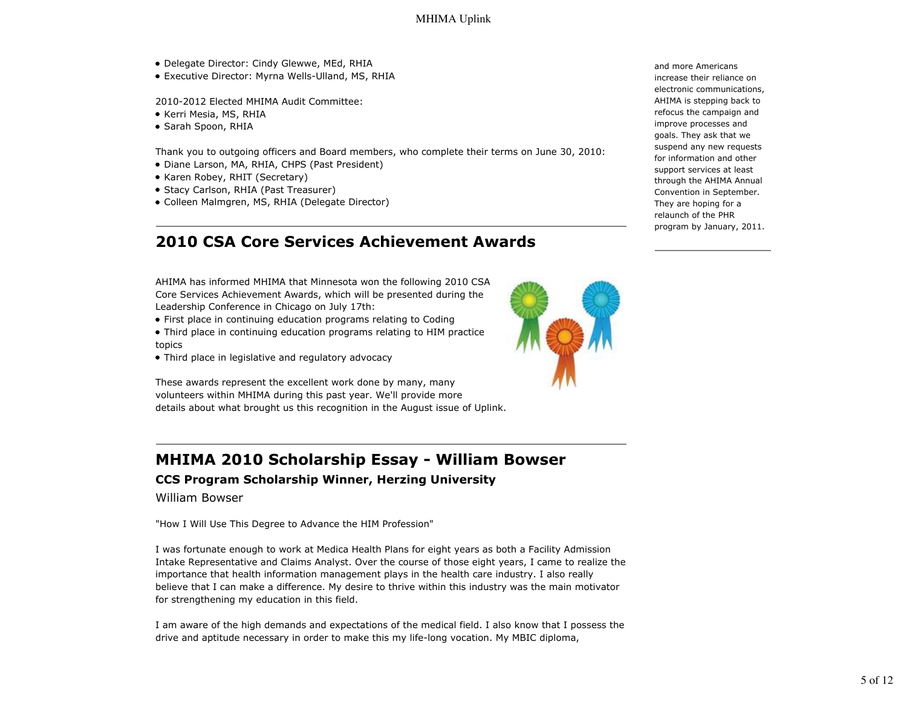- Delegate Director: Cindy Glewwe, MEd, RHIA
- Executive Director: Myrna Wells-Ulland, MS, RHIA

2010-2012 Elected MHIMA Audit Committee:

- Kerri Mesia, MS, RHIA
- Sarah Spoon, RHIA

Thank you to outgoing officers and Board members, who complete their terms on June 30, 2010:

- Diane Larson, MA, RHIA, CHPS (Past President)
- Karen Robey, RHIT (Secretary)
- Stacy Carlson, RHIA (Past Treasurer)
- Colleen Malmgren, MS, RHIA (Delegate Director)

## 2010 CSA Core Services Achievement Awards

AHIMA has informed MHIMA that Minnesota won the following 2010 CSA Core Services Achievement Awards, which will be presented during the Leadership Conference in Chicago on July 17th:

- First place in continuing education programs relating to Coding
- Third place in continuing education programs relating to HIM practice topics
- Third place in legislative and regulatory advocacy

These awards represent the excellent work done by many, many volunteers within MHIMA during this past year. We'll provide more details about what brought us this recognition in the August issue of Uplink.

## MHIMA 2010 Scholarship Essay - William Bowser

### CCS Program Scholarship Winner, Herzing University

William Bowser

"How I Will Use This Degree to Advance the HIM Profession"

I was fortunate enough to work at Medica Health Plans for eight years as both a Facility Admission Intake Representative and Claims Analyst. Over the course of those eight years, I came to realize the importance that health information management plays in the health care industry. I also really believe that I can make a difference. My desire to thrive within this industry was the main motivator for strengthening my education in this field.

I am aware of the high demands and expectations of the medical field. I also know that I possess the drive and aptitude necessary in order to make this my life-long vocation. My MBIC diploma,

and more Americans increase their reliance on electronic communications, AHIMA is stepping back to refocus the campaign and improve processes and goals. They ask that we suspend any new requests for information and other support services at least through the AHIMA Annual Convention in September. They are hoping for a relaunch of the PHR program by January, 2011.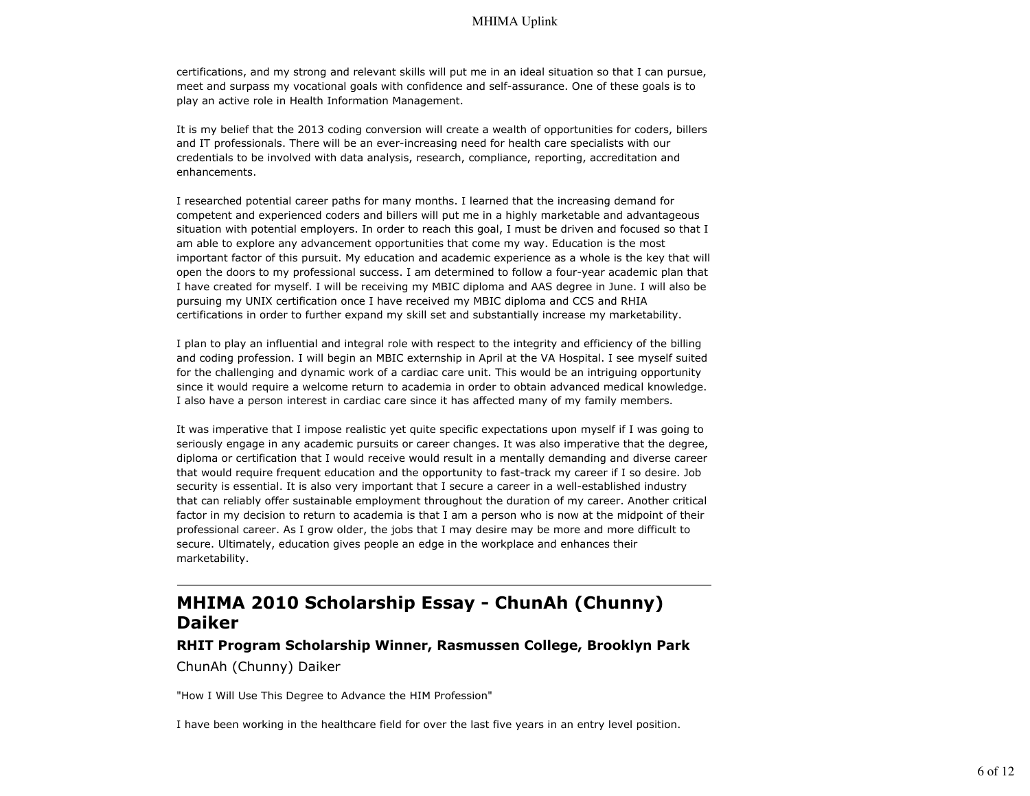certifications, and my strong and relevant skills will put me in an ideal situation so that I can pursue, meet and surpass my vocational goals with confidence and self-assurance. One of these goals is to play an active role in Health Information Management.

It is my belief that the 2013 coding conversion will create a wealth of opportunities for coders, billers and IT professionals. There will be an ever-increasing need for health care specialists with our credentials to be involved with data analysis, research, compliance, reporting, accreditation and enhancements.

I researched potential career paths for many months. I learned that the increasing demand for competent and experienced coders and billers will put me in a highly marketable and advantageous situation with potential employers. In order to reach this goal, I must be driven and focused so that I am able to explore any advancement opportunities that come my way. Education is the most important factor of this pursuit. My education and academic experience as a whole is the key that will open the doors to my professional success. I am determined to follow a four-year academic plan that I have created for myself. I will be receiving my MBIC diploma and AAS degree in June. I will also be pursuing my UNIX certification once I have received my MBIC diploma and CCS and RHIA certifications in order to further expand my skill set and substantially increase my marketability.

I plan to play an influential and integral role with respect to the integrity and efficiency of the billing and coding profession. I will begin an MBIC externship in April at the VA Hospital. I see myself suited for the challenging and dynamic work of a cardiac care unit. This would be an intriguing opportunity since it would require a welcome return to academia in order to obtain advanced medical knowledge. I also have a person interest in cardiac care since it has affected many of my family members.

It was imperative that I impose realistic yet quite specific expectations upon myself if I was going to seriously engage in any academic pursuits or career changes. It was also imperative that the degree, diploma or certification that I would receive would result in a mentally demanding and diverse career that would require frequent education and the opportunity to fast-track my career if I so desire. Job security is essential. It is also very important that I secure a career in a well-established industry that can reliably offer sustainable employment throughout the duration of my career. Another critical factor in my decision to return to academia is that I am a person who is now at the midpoint of their professional career. As I grow older, the jobs that I may desire may be more and more difficult to secure. Ultimately, education gives people an edge in the workplace and enhances their marketability.

---

## MHIMA 2010 Scholarship Essay - ChunAh (Chunny) Daiker

### RHIT Program Scholarship Winner, Rasmussen College, Brooklyn Park

ChunAh (Chunny) Daiker

"How I Will Use This Degree to Advance the HIM Profession"

I have been working in the healthcare field for over the last five years in an entry level position.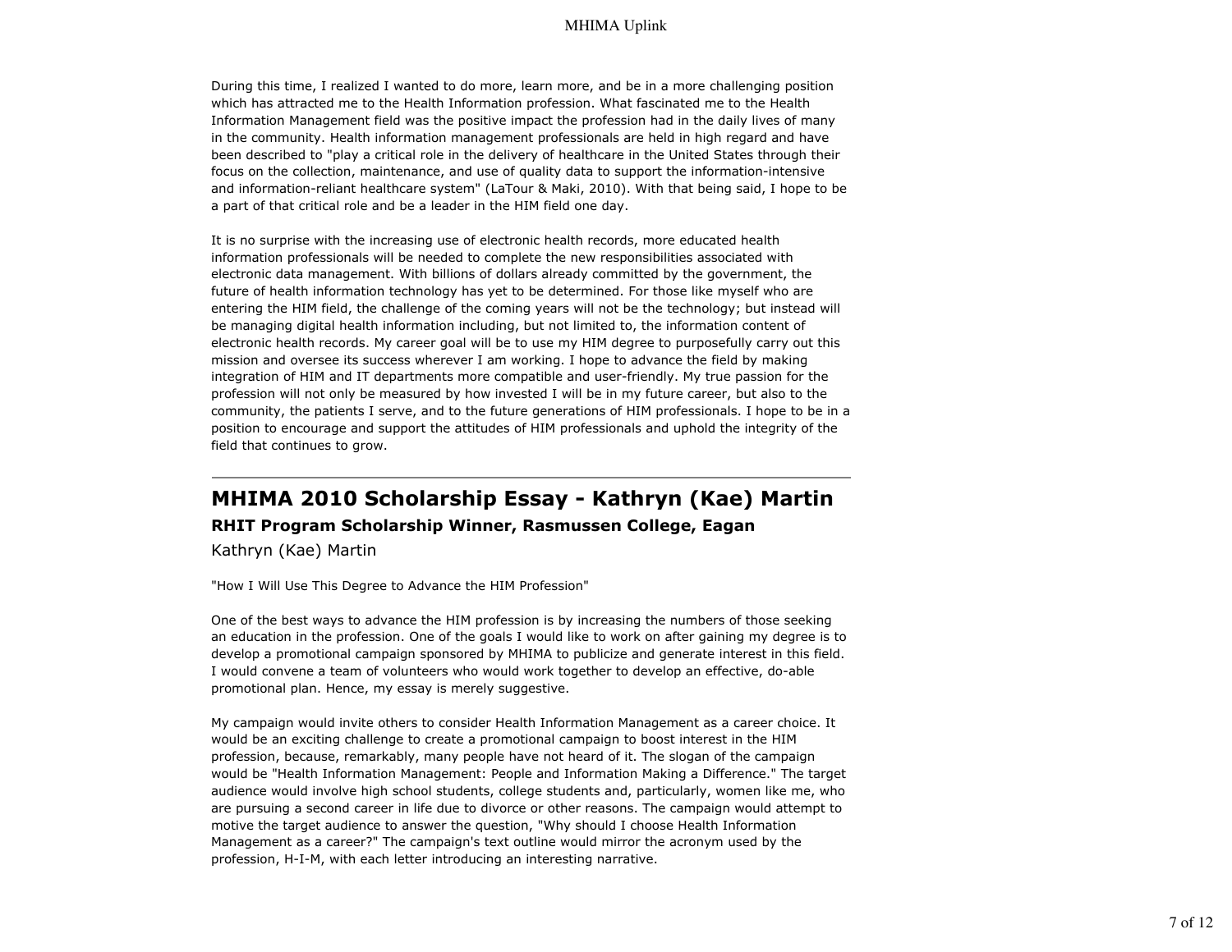During this time, I realized I wanted to do more, learn more, and be in a more challenging position which has attracted me to the Health Information profession. What fascinated me to the Health Information Management field was the positive impact the profession had in the daily lives of many in the community. Health information management professionals are held in high regard and have been described to "play a critical role in the delivery of healthcare in the United States through their focus on the collection, maintenance, and use of quality data to support the information-intensive and information-reliant healthcare system" (LaTour & Maki, 2010). With that being said, I hope to be a part of that critical role and be a leader in the HIM field one day.

It is no surprise with the increasing use of electronic health records, more educated health information professionals will be needed to complete the new responsibilities associated with electronic data management. With billions of dollars already committed by the government, the future of health information technology has yet to be determined. For those like myself who are entering the HIM field, the challenge of the coming years will not be the technology; but instead will be managing digital health information including, but not limited to, the information content of electronic health records. My career goal will be to use my HIM degree to purposefully carry out this mission and oversee its success wherever I am working. I hope to advance the field by making integration of HIM and IT departments more compatible and user-friendly. My true passion for the profession will not only be measured by how invested I will be in my future career, but also to the community, the patients I serve, and to the future generations of HIM professionals. I hope to be in a position to encourage and support the attitudes of HIM professionals and uphold the integrity of the field that continues to grow.

---

## MHIMA 2010 Scholarship Essay - Kathryn (Kae) Martin

### RHIT Program Scholarship Winner, Rasmussen College, Eagan

Kathryn (Kae) Martin

"How I Will Use This Degree to Advance the HIM Profession"

One of the best ways to advance the HIM profession is by increasing the numbers of those seeking an education in the profession. One of the goals I would like to work on after gaining my degree is to develop a promotional campaign sponsored by MHIMA to publicize and generate interest in this field. I would convene a team of volunteers who would work together to develop an effective, do-able promotional plan. Hence, my essay is merely suggestive.

My campaign would invite others to consider Health Information Management as a career choice. It would be an exciting challenge to create a promotional campaign to boost interest in the HIM profession, because, remarkably, many people have not heard of it. The slogan of the campaign would be "Health Information Management: People and Information Making a Difference." The target audience would involve high school students, college students and, particularly, women like me, who are pursuing a second career in life due to divorce or other reasons. The campaign would attempt to motive the target audience to answer the question, "Why should I choose Health Information Management as a career?" The campaign's text outline would mirror the acronym used by the profession, H-I-M, with each letter introducing an interesting narrative.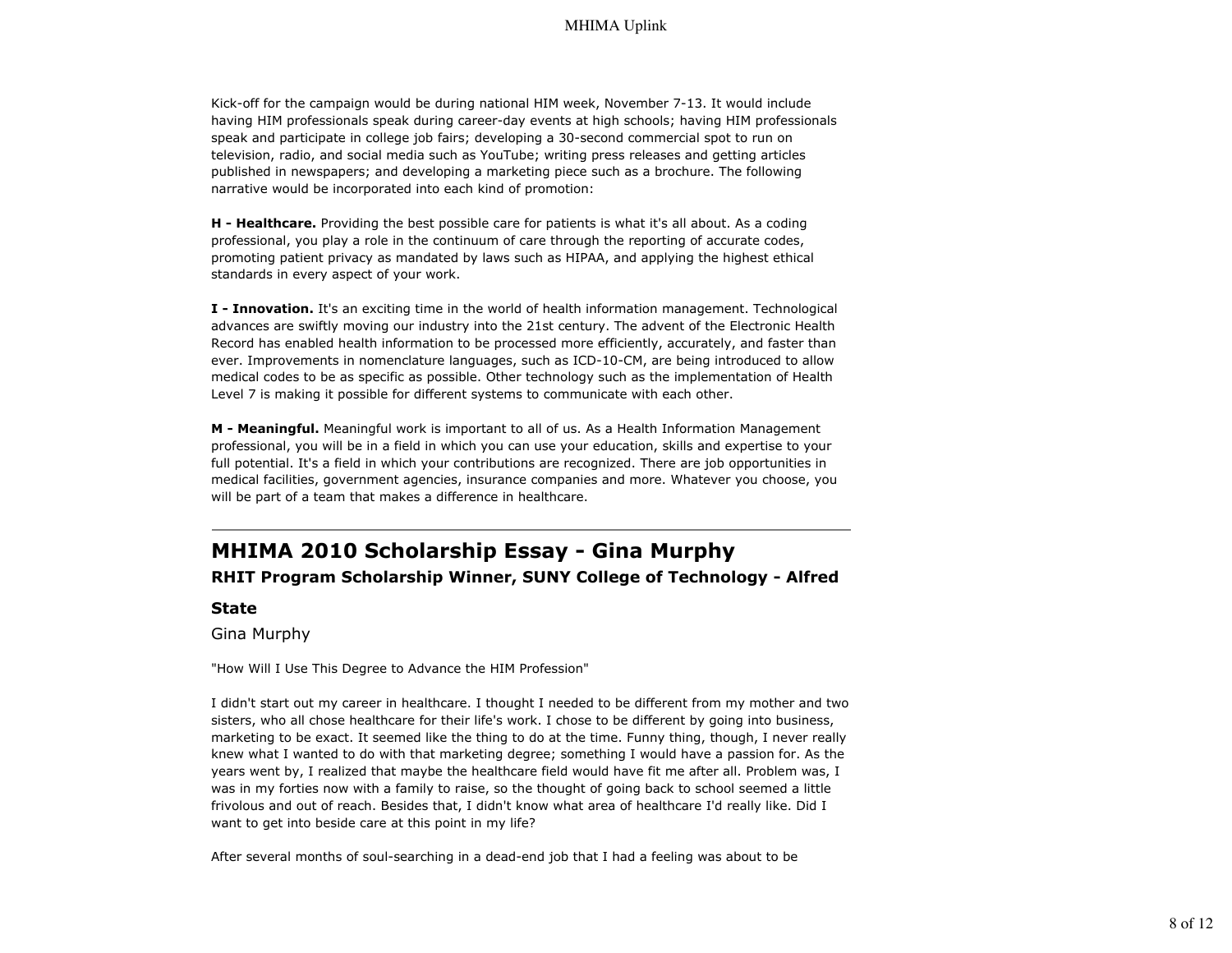Kick-off for the campaign would be during national HIM week, November 7-13. It would include having HIM professionals speak during career-day events at high schools; having HIM professionals speak and participate in college job fairs; developing a 30-second commercial spot to run on television, radio, and social media such as YouTube; writing press releases and getting articles published in newspapers; and developing a marketing piece such as a brochure. The following narrative would be incorporated into each kind of promotion:

**H - Healthcare.** Providing the best possible care for patients is what it's all about. As a coding professional, you play a role in the continuum of care through the reporting of accurate codes, promoting patient privacy as mandated by laws such as HIPAA, and applying the highest ethical standards in every aspect of your work.

**I - Innovation.** It's an exciting time in the world of health information management. Technological advances are swiftly moving our industry into the 21st century. The advent of the Electronic Health Record has enabled health information to be processed more efficiently, accurately, and faster than ever. Improvements in nomenclature languages, such as ICD-10-CM, are being introduced to allow medical codes to be as specific as possible. Other technology such as the implementation of Health Level 7 is making it possible for different systems to communicate with each other.

**M - Meaningful.** Meaningful work is important to all of us. As a Health Information Management professional, you will be in a field in which you can use your education, skills and expertise to your full potential. It's a field in which your contributions are recognized. There are job opportunities in medical facilities, government agencies, insurance companies and more. Whatever you choose, you will be part of a team that makes a difference in healthcare.

---

## MHIMA 2010 Scholarship Essay - Gina Murphy

### RHIT Program Scholarship Winner, SUNY College of Technology - Alfred State

Gina Murphy

"How Will I Use This Degree to Advance the HIM Profession"

I didn't start out my career in healthcare. I thought I needed to be different from my mother and two sisters, who all chose healthcare for their life's work. I chose to be different by going into business, marketing to be exact. It seemed like the thing to do at the time. Funny thing, though, I never really knew what I wanted to do with that marketing degree; something I would have a passion for. As the years went by, I realized that maybe the healthcare field would have fit me after all. Problem was, I was in my forties now with a family to raise, so the thought of going back to school seemed a little frivolous and out of reach. Besides that, I didn't know what area of healthcare I'd really like. Did I want to get into beside care at this point in my life?

After several months of soul-searching in a dead-end job that I had a feeling was about to be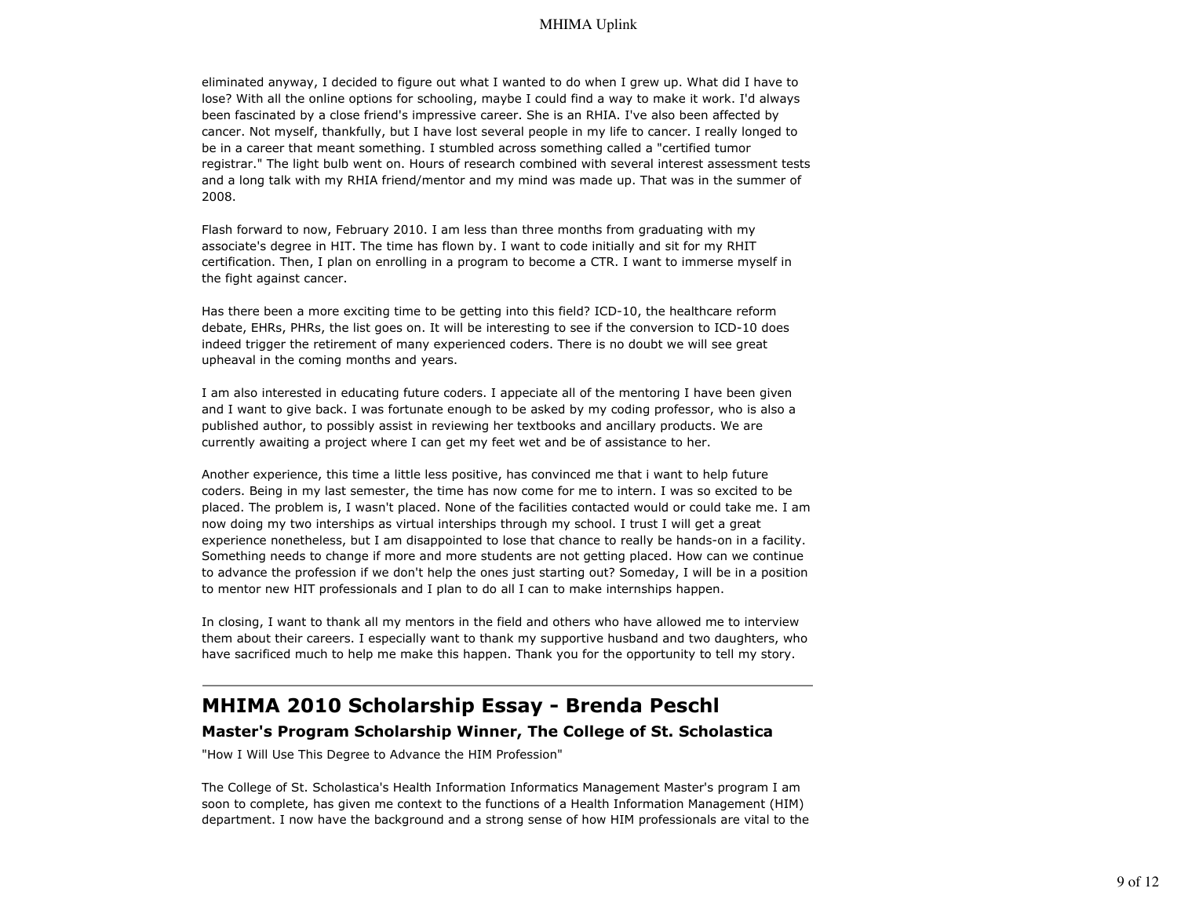eliminated anyway, I decided to figure out what I wanted to do when I grew up. What did I have to lose? With all the online options for schooling, maybe I could find a way to make it work. I'd always been fascinated by a close friend's impressive career. She is an RHIA. I've also been affected by cancer. Not myself, thankfully, but I have lost several people in my life to cancer. I really longed to be in a career that meant something. I stumbled across something called a "certified tumor registrar." The light bulb went on. Hours of research combined with several interest assessment tests and a long talk with my RHIA friend/mentor and my mind was made up. That was in the summer of 2008.

Flash forward to now, February 2010. I am less than three months from graduating with my associate's degree in HIT. The time has flown by. I want to code initially and sit for my RHIT certification. Then, I plan on enrolling in a program to become a CTR. I want to immerse myself in the fight against cancer.

Has there been a more exciting time to be getting into this field? ICD-10, the healthcare reform debate, EHRs, PHRs, the list goes on. It will be interesting to see if the conversion to ICD-10 does indeed trigger the retirement of many experienced coders. There is no doubt we will see great upheaval in the coming months and years.

I am also interested in educating future coders. I appreciate all of the mentoring I have been given and I want to give back. I was fortunate enough to be asked by my coding professor, who is also a published author, to possibly assist in reviewing her textbooks and ancillary products. We are currently awaiting a project where I can get my feet wet and be of assistance to her.

Another experience, this time a little less positive, has convinced me that i want to help future coders. Being in my last semester, the time has now come for me to intern. I was so excited to be placed. The problem is, I wasn't placed. None of the facilities contacted would or could take me. I am now doing my two interships as virtual interships through my school. I trust I will get a great experience nonetheless, but I am disappointed to lose that chance to really be hands-on in a facility. Something needs to change if more and more students are not getting placed. How can we continue to advance the profession if we don't help the ones just starting out? Someday, I will be in a position to mentor new HIT professionals and I plan to do all I can to make internships happen.

In closing, I want to thank all my mentors in the field and others who have allowed me to interview them about their careers. I especially want to thank my supportive husband and two daughters, who have sacrificed much to help me make this happen. Thank you for the opportunity to tell my story.

---

## MHIMA 2010 Scholarship Essay - Brenda Peschl

### Master's Program Scholarship Winner, The College of St. Scholastica

"How I Will Use This Degree to Advance the HIM Profession"

The College of St. Scholastica's Health Information Informatics Management Master's program I am soon to complete, has given me context to the functions of a Health Information Management (HIM) department. I now have the background and a strong sense of how HIM professionals are vital to the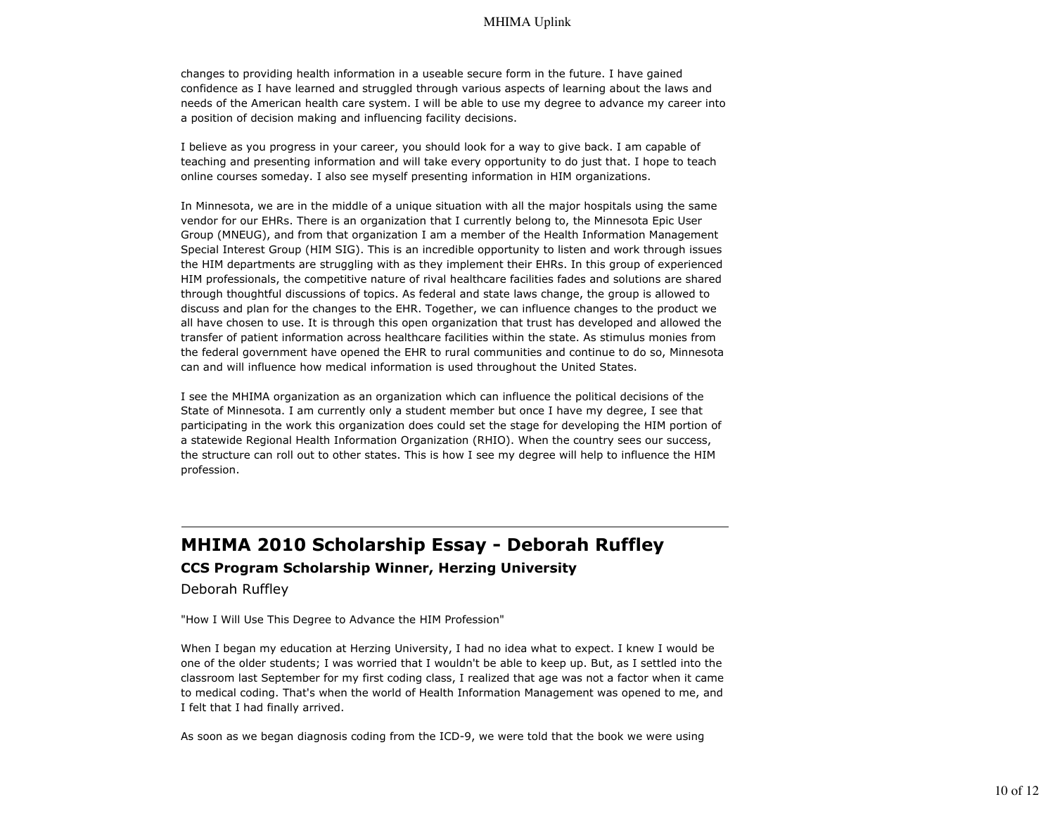changes to providing health information in a useable secure form in the future. I have gained confidence as I have learned and struggled through various aspects of learning about the laws and needs of the American health care system. I will be able to use my degree to advance my career into a position of decision making and influencing facility decisions.

I believe as you progress in your career, you should look for a way to give back. I am capable of teaching and presenting information and will take every opportunity to do just that. I hope to teach online courses someday. I also see myself presenting information in HIM organizations.

In Minnesota, we are in the middle of a unique situation with all the major hospitals using the same vendor for our EHRs. There is an organization that I currently belong to, the Minnesota Epic User Group (MNEUG), and from that organization I am a member of the Health Information Management Special Interest Group (HIM SIG). This is an incredible opportunity to listen and work through issues the HIM departments are struggling with as they implement their EHRs. In this group of experienced HIM professionals, the competitive nature of rival healthcare facilities fades and solutions are shared through thoughtful discussions of topics. As federal and state laws change, the group is allowed to discuss and plan for the changes to the EHR. Together, we can influence changes to the product we all have chosen to use. It is through this open organization that trust has developed and allowed the transfer of patient information across healthcare facilities within the state. As stimulus monies from the federal government have opened the EHR to rural communities and continue to do so, Minnesota can and will influence how medical information is used throughout the United States.

I see the MHIMA organization as an organization which can influence the political decisions of the State of Minnesota. I am currently only a student member but once I have my degree, I see that participating in the work this organization does could set the stage for developing the HIM portion of a statewide Regional Health Information Organization (RHIO). When the country sees our success, the structure can roll out to other states. This is how I see my degree will help to influence the HIM profession.

---

## MHIMA 2010 Scholarship Essay - Deborah Ruffley

### CCS Program Scholarship Winner, Herzing University

Deborah Ruffley

"How I Will Use This Degree to Advance the HIM Profession"

When I began my education at Herzing University, I had no idea what to expect. I knew I would be one of the older students; I was worried that I wouldn't be able to keep up. But, as I settled into the classroom last September for my first coding class, I realized that age was not a factor when it came to medical coding. That's when the world of Health Information Management was opened to me, and I felt that I had finally arrived.

As soon as we began diagnosis coding from the ICD-9, we were told that the book we were using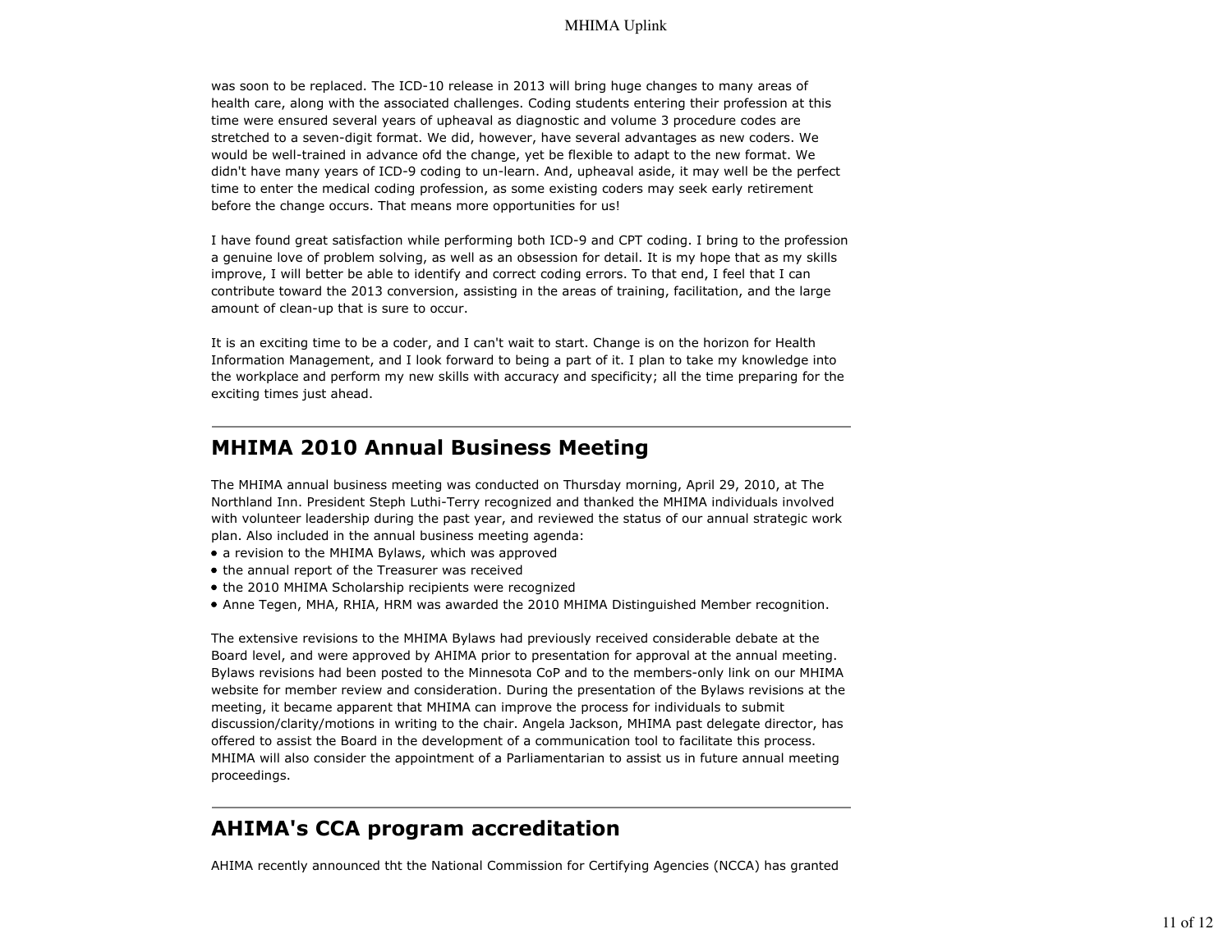was soon to be replaced. The ICD-10 release in 2013 will bring huge changes to many areas of health care, along with the associated challenges. Coding students entering their profession at this time were ensured several years of upheaval as diagnostic and volume 3 procedure codes are stretched to a seven-digit format. We did, however, have several advantages as new coders. We would be well-trained in advance ofd the change, yet be flexible to adapt to the new format. We didn't have many years of ICD-9 coding to un-learn. And, upheaval aside, it may well be the perfect time to enter the medical coding profession, as some existing coders may seek early retirement before the change occurs. That means more opportunities for us!

I have found great satisfaction while performing both ICD-9 and CPT coding. I bring to the profession a genuine love of problem solving, as well as an obsession for detail. It is my hope that as my skills improve, I will better be able to identify and correct coding errors. To that end, I feel that I can contribute toward the 2013 conversion, assisting in the areas of training, facilitation, and the large amount of clean-up that is sure to occur.

It is an exciting time to be a coder, and I can't wait to start. Change is on the horizon for Health Information Management, and I look forward to being a part of it. I plan to take my knowledge into the workplace and perform my new skills with accuracy and specificity; all the time preparing for the exciting times just ahead.

---

## MHIMA 2010 Annual Business Meeting

The MHIMA annual business meeting was conducted on Thursday morning, April 29, 2010, at The Northland Inn. President Steph Luthi-Terry recognized and thanked the MHIMA individuals involved with volunteer leadership during the past year, and reviewed the status of our annual strategic work plan. Also included in the annual business meeting agenda:

- a revision to the MHIMA Bylaws, which was approved
- the annual report of the Treasurer was received
- the 2010 MHIMA Scholarship recipients were recognized
- Anne Tegen, MHA, RHIA, HRM was awarded the 2010 MHIMA Distinguished Member recognition.

The extensive revisions to the MHIMA Bylaws had previously received considerable debate at the Board level, and were approved by AHIMA prior to presentation for approval at the annual meeting. Bylaws revisions had been posted to the Minnesota CoP and to the members-only link on our MHIMA website for member review and consideration. During the presentation of the Bylaws revisions at the meeting, it became apparent that MHIMA can improve the process for individuals to submit discussion/clarity/motions in writing to the chair. Angela Jackson, MHIMA past delegate director, has offered to assist the Board in the development of a communication tool to facilitate this process. MHIMA will also consider the appointment of a Parliamentarian to assist us in future annual meeting proceedings.

---

## AHIMA's CCA program accreditation

AHIMA recently announced tht the National Commission for Certifying Agencies (NCCA) has granted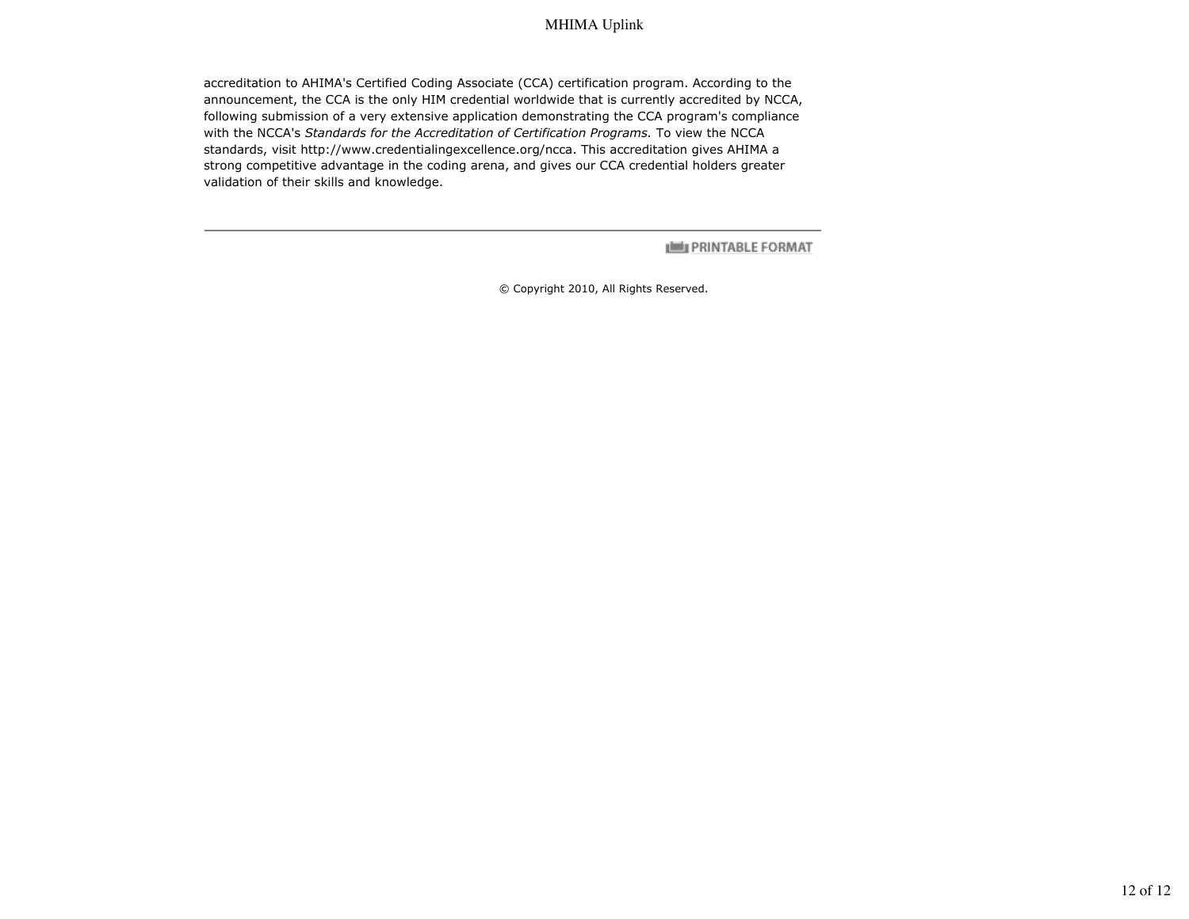accreditation to AHIMA's Certified Coding Associate (CCA) certification program. According to the announcement, the CCA is the only HIM credential worldwide that is currently accredited by NCCA, following submission of a very extensive application demonstrating the CCA program's compliance with the NCCA's *Standards for the Accreditation of Certification Programs.* To view the NCCA standards, visit http://www.credentialingexcellence.org/ncca. This accreditation gives AHIMA a strong competitive advantage in the coding arena, and gives our CCA credential holders greater validation of their skills and knowledge.

---

PRINTABLE FORMAT

© Copyright 2010, All Rights Reserved.